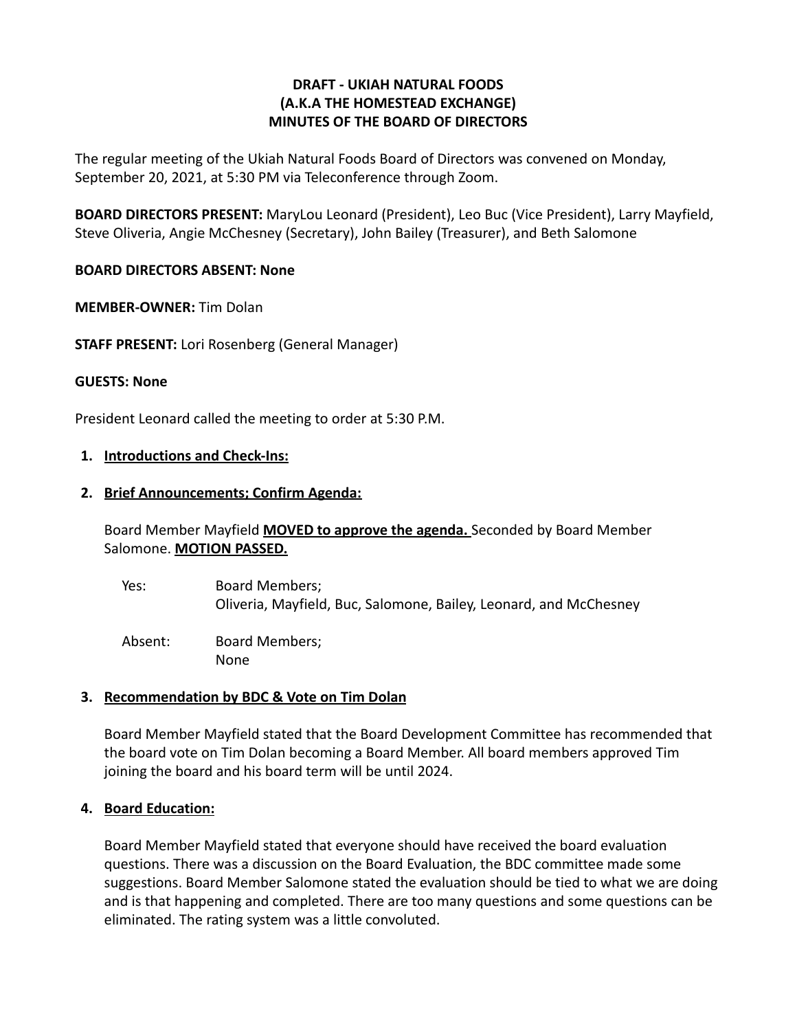**DRAFT - UKIAH NATURAL FOODS**
**(A.K.A THE HOMESTEAD EXCHANGE)**
**MINUTES OF THE BOARD OF DIRECTORS**

The regular meeting of the Ukiah Natural Foods Board of Directors was convened on Monday, September 20, 2021, at 5:30 PM via Teleconference through Zoom.

**BOARD DIRECTORS PRESENT:** MaryLou Leonard (President), Leo Buc (Vice President), Larry Mayfield, Steve Oliveria, Angie McChesney (Secretary), John Bailey (Treasurer), and Beth Salomone

**BOARD DIRECTORS ABSENT: None**

**MEMBER-OWNER:** Tim Dolan

**STAFF PRESENT:** Lori Rosenberg (General Manager)

**GUESTS: None**

President Leonard called the meeting to order at 5:30 P.M.

1. **Introductions and Check-Ins:**

2. **Brief Announcements; Confirm Agenda:**

   Board Member Mayfield **MOVED to approve the agenda.** Seconded by Board Member Salomone. **MOTION PASSED.**

   | | |
   |---|---|
   | Yes: | Board Members; Oliveria, Mayfield, Buc, Salomone, Bailey, Leonard, and McChesney |
   | Absent: | Board Members; None |

3. **Recommendation by BDC & Vote on Tim Dolan**

   Board Member Mayfield stated that the Board Development Committee has recommended that the board vote on Tim Dolan becoming a Board Member. All board members approved Tim joining the board and his board term will be until 2024.

4. **Board Education:**

   Board Member Mayfield stated that everyone should have received the board evaluation questions. There was a discussion on the Board Evaluation, the BDC committee made some suggestions. Board Member Salomone stated the evaluation should be tied to what we are doing and is that happening and completed. There are too many questions and some questions can be eliminated. The rating system was a little convoluted.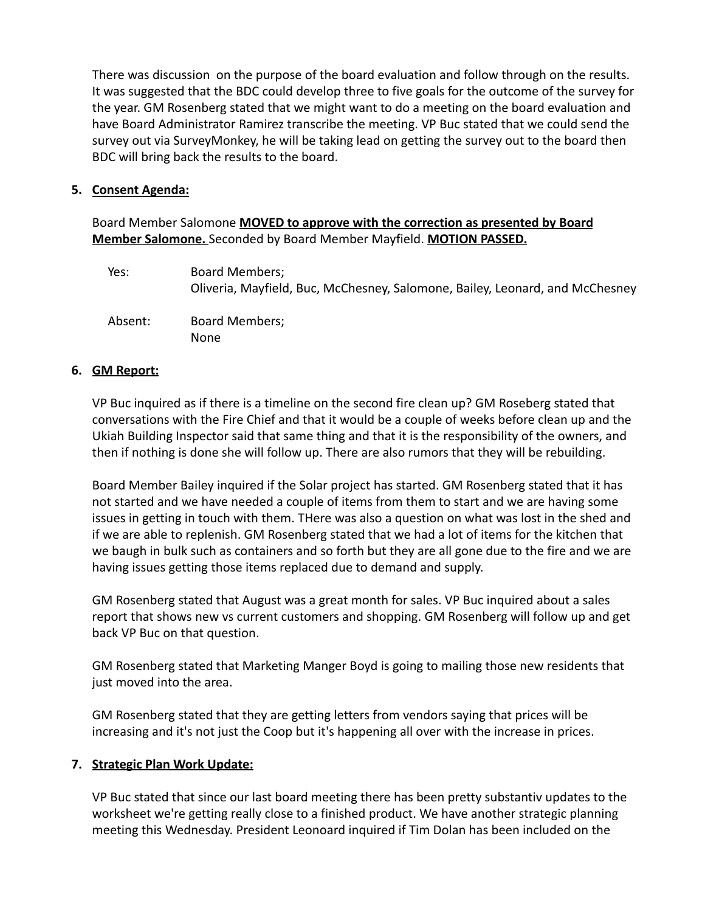There was discussion  on the purpose of the board evaluation and follow through on the results. It was suggested that the BDC could develop three to five goals for the outcome of the survey for the year. GM Rosenberg stated that we might want to do a meeting on the board evaluation and have Board Administrator Ramirez transcribe the meeting. VP Buc stated that we could send the survey out via SurveyMonkey, he will be taking lead on getting the survey out to the board then BDC will bring back the results to the board.

**5. <u>Consent Agenda:</u>**

Board Member Salomone **<u>MOVED to approve with the correction as presented by Board Member Salomone.</u>** Seconded by Board Member Mayfield. **<u>MOTION PASSED.</u>**

| | |
|---|---|
| Yes: | Board Members; Oliveria, Mayfield, Buc, McChesney, Salomone, Bailey, Leonard, and McChesney |
| Absent: | Board Members; None |

**6. <u>GM Report:</u>**

VP Buc inquired as if there is a timeline on the second fire clean up? GM Roseberg stated that conversations with the Fire Chief and that it would be a couple of weeks before clean up and the Ukiah Building Inspector said that same thing and that it is the responsibility of the owners, and then if nothing is done she will follow up. There are also rumors that they will be rebuilding.

Board Member Bailey inquired if the Solar project has started. GM Rosenberg stated that it has not started and we have needed a couple of items from them to start and we are having some issues in getting in touch with them. THere was also a question on what was lost in the shed and if we are able to replenish. GM Rosenberg stated that we had a lot of items for the kitchen that we baugh in bulk such as containers and so forth but they are all gone due to the fire and we are having issues getting those items replaced due to demand and supply.

GM Rosenberg stated that August was a great month for sales. VP Buc inquired about a sales report that shows new vs current customers and shopping. GM Rosenberg will follow up and get back VP Buc on that question.

GM Rosenberg stated that Marketing Manger Boyd is going to mailing those new residents that just moved into the area.

GM Rosenberg stated that they are getting letters from vendors saying that prices will be increasing and it's not just the Coop but it's happening all over with the increase in prices.

**7. <u>Strategic Plan Work Update:</u>**

VP Buc stated that since our last board meeting there has been pretty substantiv updates to the worksheet we're getting really close to a finished product. We have another strategic planning meeting this Wednesday. President Leonoard inquired if Tim Dolan has been included on the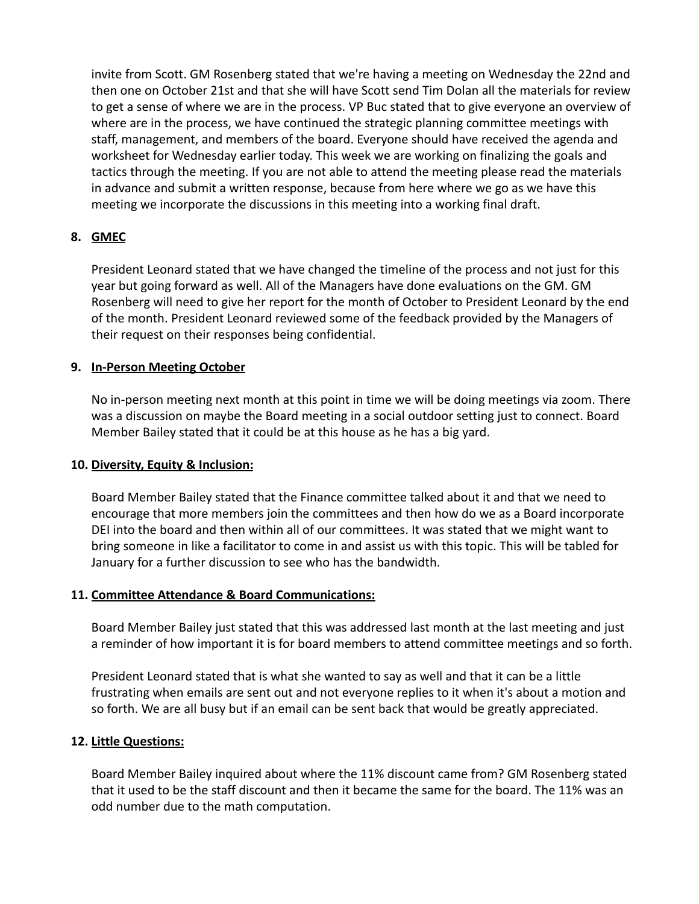invite from Scott. GM Rosenberg stated that we're having a meeting on Wednesday the 22nd and then one on October 21st and that she will have Scott send Tim Dolan all the materials for review to get a sense of where we are in the process. VP Buc stated that to give everyone an overview of where are in the process, we have continued the strategic planning committee meetings with staff, management, and members of the board. Everyone should have received the agenda and worksheet for Wednesday earlier today. This week we are working on finalizing the goals and tactics through the meeting. If you are not able to attend the meeting please read the materials in advance and submit a written response, because from here where we go as we have this meeting we incorporate the discussions in this meeting into a working final draft.

**8. GMEC**

President Leonard stated that we have changed the timeline of the process and not just for this year but going forward as well. All of the Managers have done evaluations on the GM. GM Rosenberg will need to give her report for the month of October to President Leonard by the end of the month. President Leonard reviewed some of the feedback provided by the Managers of their request on their responses being confidential.

**9. In-Person Meeting October**

No in-person meeting next month at this point in time we will be doing meetings via zoom. There was a discussion on maybe the Board meeting in a social outdoor setting just to connect. Board Member Bailey stated that it could be at this house as he has a big yard.

**10. Diversity, Equity & Inclusion:**

Board Member Bailey stated that the Finance committee talked about it and that we need to encourage that more members join the committees and then how do we as a Board incorporate DEI into the board and then within all of our committees. It was stated that we might want to bring someone in like a facilitator to come in and assist us with this topic. This will be tabled for January for a further discussion to see who has the bandwidth.

**11. Committee Attendance & Board Communications:**

Board Member Bailey just stated that this was addressed last month at the last meeting and just a reminder of how important it is for board members to attend committee meetings and so forth.

President Leonard stated that is what she wanted to say as well and that it can be a little frustrating when emails are sent out and not everyone replies to it when it's about a motion and so forth. We are all busy but if an email can be sent back that would be greatly appreciated.

**12. Little Questions:**

Board Member Bailey inquired about where the 11% discount came from? GM Rosenberg stated that it used to be the staff discount and then it became the same for the board. The 11% was an odd number due to the math computation.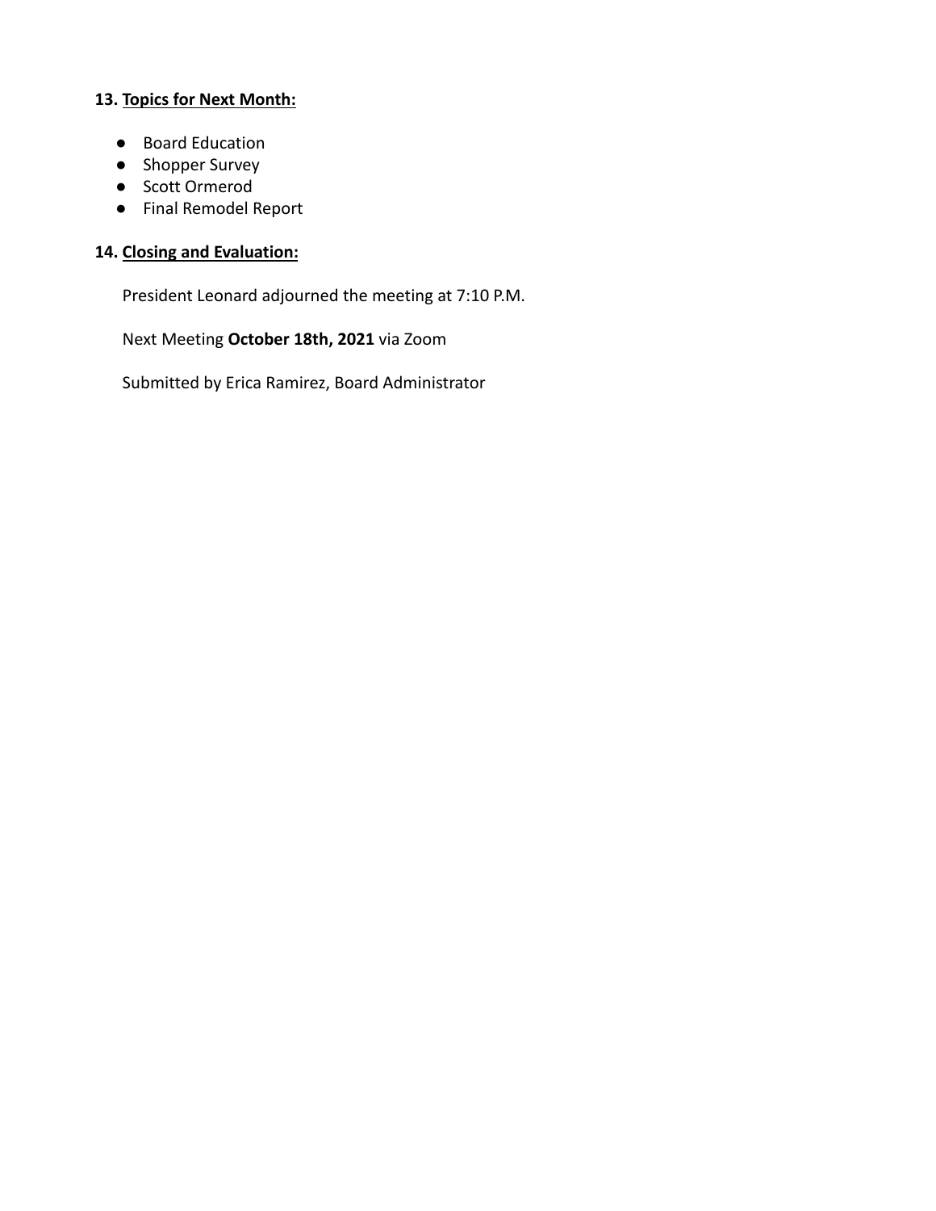**13. Topics for Next Month:**

- Board Education
- Shopper Survey
- Scott Ormerod
- Final Remodel Report

**14. Closing and Evaluation:**

President Leonard adjourned the meeting at 7:10 P.M.

Next Meeting **October 18th, 2021** via Zoom

Submitted by Erica Ramirez, Board Administrator